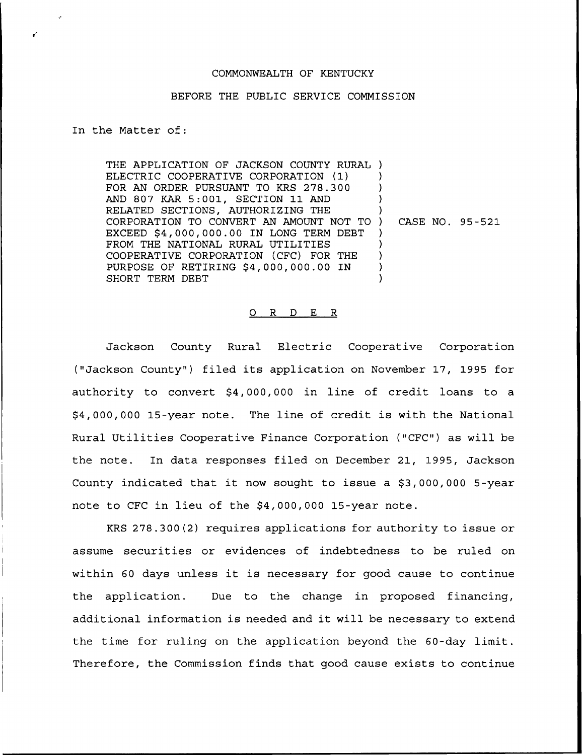COMMONWEALTH OF KENTUCKY

BEFORE THE PUBLIC SERVICE COMMISSION

In the Matter of:

| | | |
|---|---|---|
| THE APPLICATION OF JACKSON COUNTY RURAL ELECTRIC COOPERATIVE CORPORATION (1) FOR AN ORDER PURSUANT TO KRS 278.300 AND 807 KAR 5:001, SECTION 11 AND RELATED SECTIONS, AUTHORIZING THE CORPORATION TO CONVERT AN AMOUNT NOT TO EXCEED $4,000,000.00 IN LONG TERM DEBT FROM THE NATIONAL RURAL UTILITIES COOPERATIVE CORPORATION (CFC) FOR THE PURPOSE OF RETIRING $4,000,000.00 IN SHORT TERM DEBT | ) | CASE NO. 95-521 |

## O R D E R

Jackson County Rural Electric Cooperative Corporation ("Jackson County") filed its application on November 17, 1995 for authority to convert $4,000,000 in line of credit loans to a $4,000,000 15-year note. The line of credit is with the National Rural Utilities Cooperative Finance Corporation ("CFC") as will be the note. In data responses filed on December 21, 1995, Jackson County indicated that it now sought to issue a $3,000,000 5-year note to CFC in lieu of the $4,000,000 15-year note.

KRS 278.300(2) requires applications for authority to issue or assume securities or evidences of indebtedness to be ruled on within 60 days unless it is necessary for good cause to continue the application. Due to the change in proposed financing, additional information is needed and it will be necessary to extend the time for ruling on the application beyond the 60-day limit. Therefore, the Commission finds that good cause exists to continue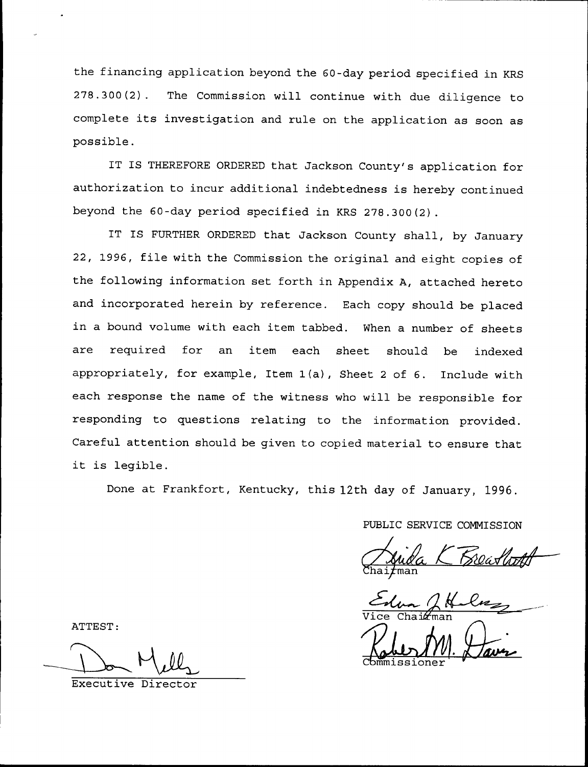the financing application beyond the 60-day period specified in KRS 278.300(2). The Commission will continue with due diligence to complete its investigation and rule on the application as soon as possible.

IT IS THEREFORE ORDERED that Jackson County's application for authorization to incur additional indebtedness is hereby continued beyond the 60-day period specified in KRS 278.300(2).

IT IS FURTHER ORDERED that Jackson County shall, by January 22, 1996, file with the Commission the original and eight copies of the following information set forth in Appendix A, attached hereto and incorporated herein by reference. Each copy should be placed in a bound volume with each item tabbed. When a number of sheets are required for an item each sheet should be indexed appropriately, for example, Item 1(a), Sheet 2 of 6. Include with each response the name of the witness who will be responsible for responding to questions relating to the information provided. Careful attention should be given to copied material to ensure that it is legible.

Done at Frankfort, Kentucky, this 12th day of January, 1996.

PUBLIC SERVICE COMMISSION

Chairman

Vice Chairman

Commissioner

ATTEST:

Executive Director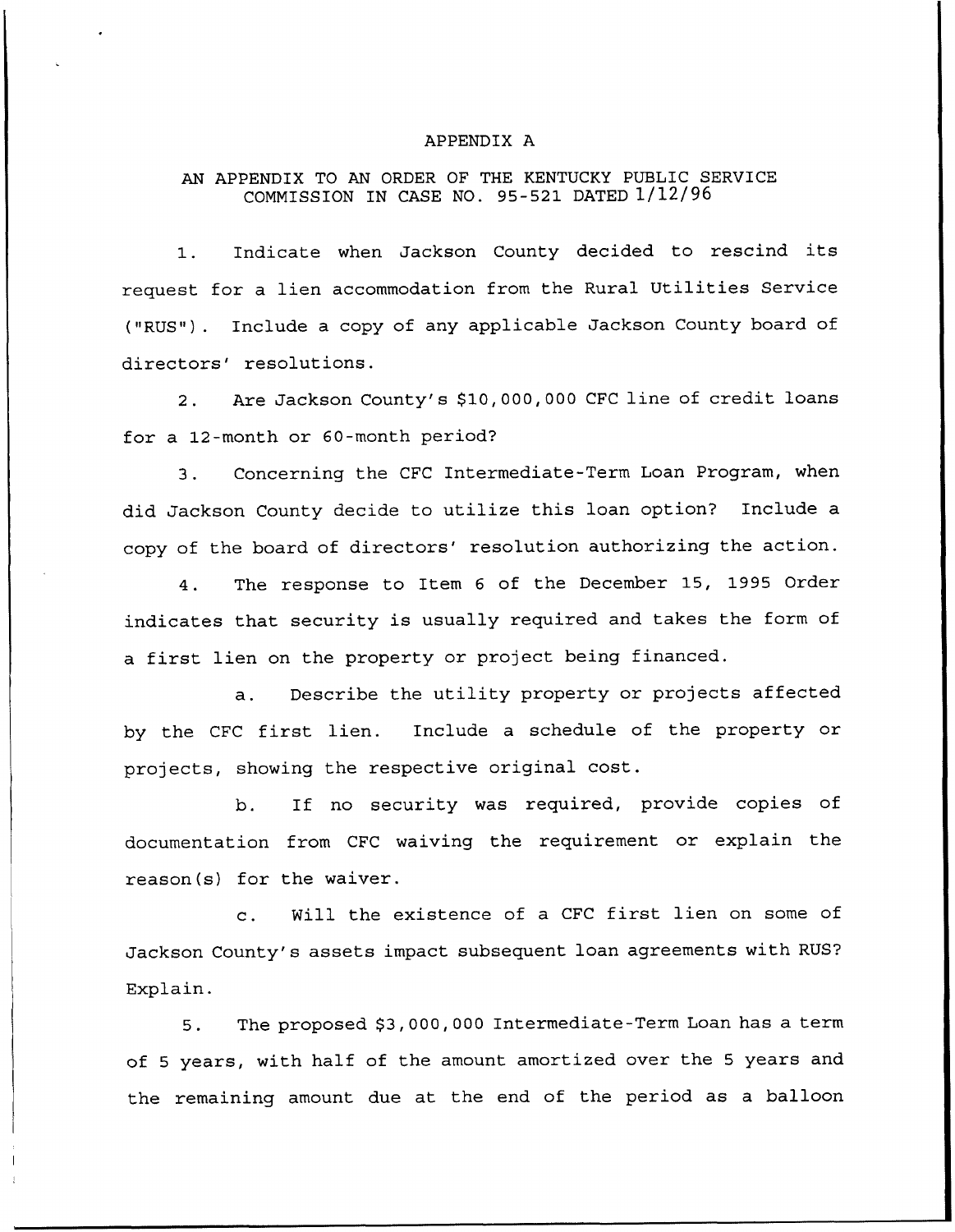# APPENDIX A

## AN APPENDIX TO AN ORDER OF THE KENTUCKY PUBLIC SERVICE COMMISSION IN CASE NO. 95-521 DATED 1/12/96

1. Indicate when Jackson County decided to rescind its request for a lien accommodation from the Rural Utilities Service ("RUS"). Include a copy of any applicable Jackson County board of directors' resolutions.

2. Are Jackson County's $10,000,000 CFC line of credit loans for a 12-month or 60-month period?

3. Concerning the CFC Intermediate-Term Loan Program, when did Jackson County decide to utilize this loan option? Include a copy of the board of directors' resolution authorizing the action.

4. The response to Item 6 of the December 15, 1995 Order indicates that security is usually required and takes the form of a first lien on the property or project being financed.

   a. Describe the utility property or projects affected by the CFC first lien. Include a schedule of the property or projects, showing the respective original cost.

   b. If no security was required, provide copies of documentation from CFC waiving the requirement or explain the reason(s) for the waiver.

   c. Will the existence of a CFC first lien on some of Jackson County's assets impact subsequent loan agreements with RUS? Explain.

5. The proposed $3,000,000 Intermediate-Term Loan has a term of 5 years, with half of the amount amortized over the 5 years and the remaining amount due at the end of the period as a balloon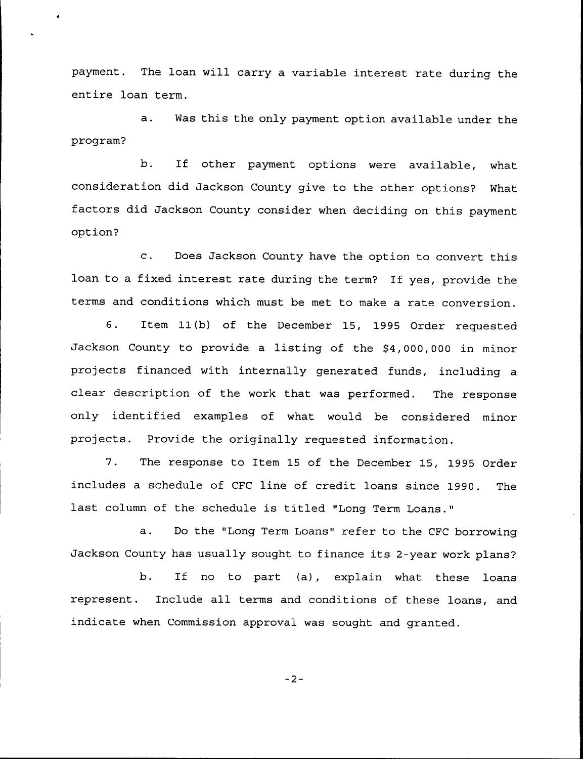payment. The loan will carry a variable interest rate during the entire loan term.

a. Was this the only payment option available under the program?

b. If other payment options were available, what consideration did Jackson County give to the other options? What factors did Jackson County consider when deciding on this payment option?

c. Does Jackson County have the option to convert this loan to a fixed interest rate during the term? If yes, provide the terms and conditions which must be met to make a rate conversion.

6. Item 11(b) of the December 15, 1995 Order requested Jackson County to provide a listing of the $4,000,000 in minor projects financed with internally generated funds, including a clear description of the work that was performed. The response only identified examples of what would be considered minor projects. Provide the originally requested information.

7. The response to Item 15 of the December 15, 1995 Order includes a schedule of CFC line of credit loans since 1990. The last column of the schedule is titled "Long Term Loans."

a. Do the "Long Term Loans" refer to the CFC borrowing Jackson County has usually sought to finance its 2-year work plans?

b. If no to part (a), explain what these loans represent. Include all terms and conditions of these loans, and indicate when Commission approval was sought and granted.